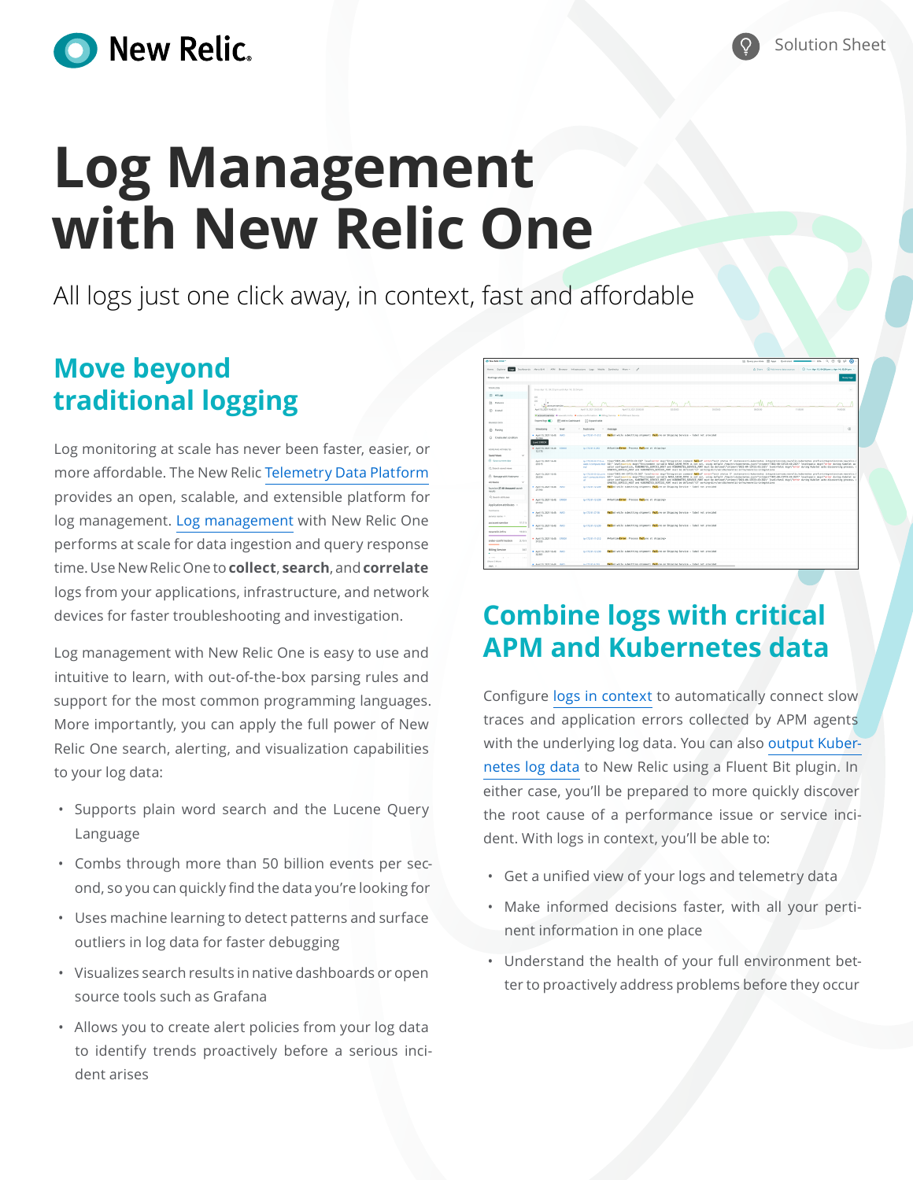New Relic.

Solution Sheet

# Log Management with New Relic One

All logs just one click away, in context, fast and affordable

## Move beyond traditional logging

Log monitoring at scale has never been faster, easier, or more affordable. The New Relic Telemetry Data Platform provides an open, scalable, and extensible platform for log management. Log management with New Relic One performs at scale for data ingestion and query response time. Use New Relic One to **collect**, **search**, and **correlate** logs from your applications, infrastructure, and network devices for faster troubleshooting and investigation.

Log management with New Relic One is easy to use and intuitive to learn, with out-of-the-box parsing rules and support for the most common programming languages. More importantly, you can apply the full power of New Relic One search, alerting, and visualization capabilities to your log data:

- Supports plain word search and the Lucene Query Language
- Combs through more than 50 billion events per second, so you can quickly find the data you're looking for
- Uses machine learning to detect patterns and surface outliers in log data for faster debugging
- Visualizes search results in native dashboards or open source tools such as Grafana
- Allows you to create alert policies from your log data to identify trends proactively before a serious incident arises

## Combine logs with critical APM and Kubernetes data

Configure logs in context to automatically connect slow traces and application errors collected by APM agents with the underlying log data. You can also output Kubernetes log data to New Relic using a Fluent Bit plugin. In either case, you'll be prepared to more quickly discover the root cause of a performance issue or service incident. With logs in context, you'll be able to:

- Get a unified view of your logs and telemetry data
- Make informed decisions faster, with all your pertinent information in one place
- Understand the health of your full environment better to proactively address problems before they occur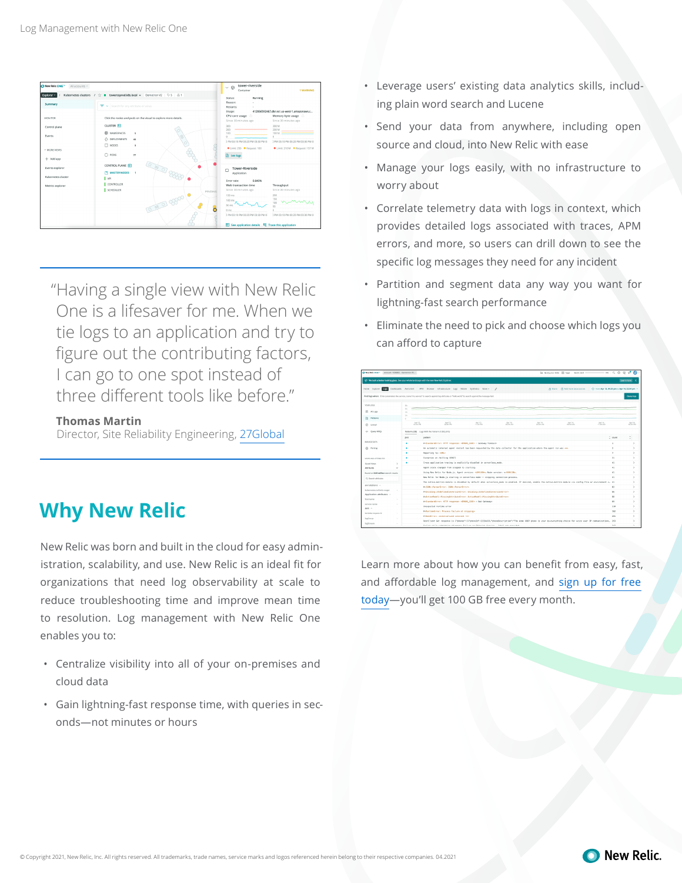> "Having a single view with New Relic One is a lifesaver for me. When we tie logs to an application and try to figure out the contributing factors, I can go to one spot instead of three different tools like before."

**Thomas Martin**
Director, Site Reliability Engineering, 27Global

## Why New Relic

New Relic was born and built in the cloud for easy administration, scalability, and use. New Relic is an ideal fit for organizations that need log observability at scale to reduce troubleshooting time and improve mean time to resolution. Log management with New Relic One enables you to:

- Centralize visibility into all of your on-premises and cloud data
- Gain lightning-fast response time, with queries in seconds—not minutes or hours
- Leverage users' existing data analytics skills, including plain word search and Lucene
- Send your data from anywhere, including open source and cloud, into New Relic with ease
- Manage your logs easily, with no infrastructure to worry about
- Correlate telemetry data with logs in context, which provides detailed logs associated with traces, APM errors, and more, so users can drill down to see the specific log messages they need for any incident
- Partition and segment data any way you want for lightning-fast search performance
- Eliminate the need to pick and choose which logs you can afford to capture

Learn more about how you can benefit from easy, fast, and affordable log management, and sign up for free today—you'll get 100 GB free every month.

© Copyright 2021, New Relic, Inc. All rights reserved. All trademarks, trade names, service marks and logos referenced herein belong to their respective companies. 04.2021